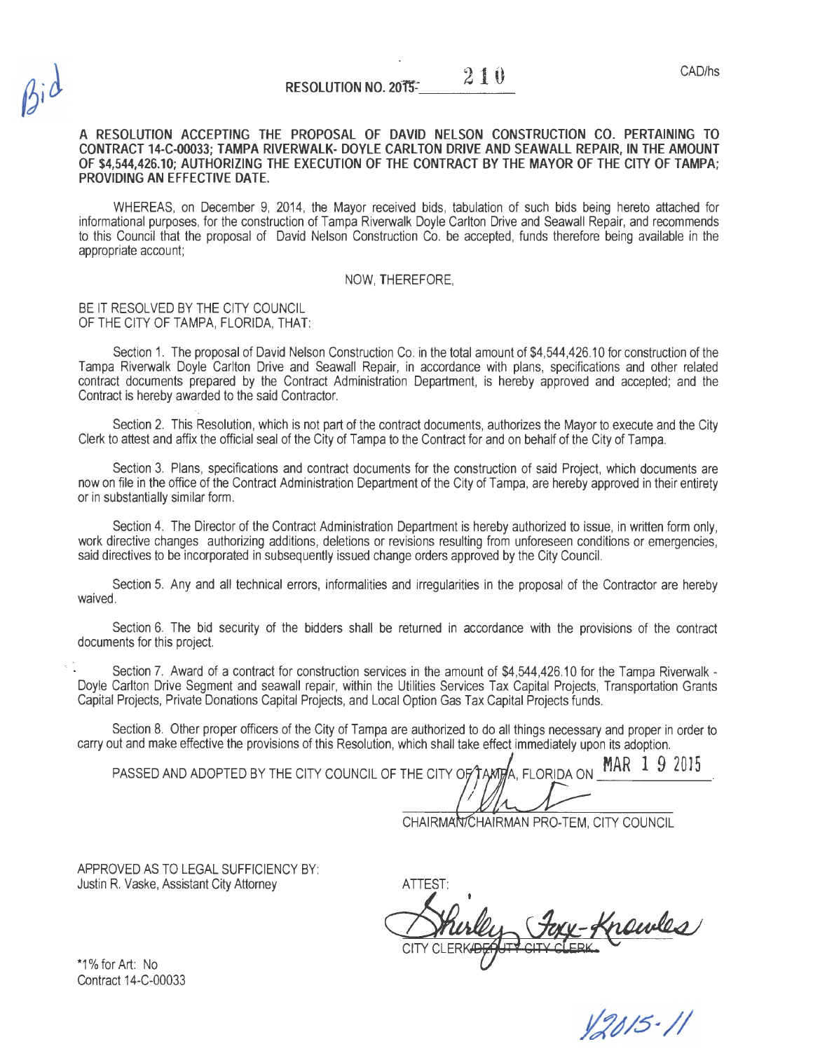Bid

CAD/hs

RESOLUTION NO. 2015-210

**A RESOLUTION ACCEPTING THE PROPOSAL OF DAVID NELSON CONSTRUCTION CO. PERTAINING TO CONTRACT 14-C-00033; TAMPA RIVERWALK- DOYLE CARLTON DRIVE AND SEAWALL REPAIR, IN THE AMOUNT OF $4,544,426.10; AUTHORIZING THE EXECUTION OF THE CONTRACT BY THE MAYOR OF THE CITY OF TAMPA; PROVIDING AN EFFECTIVE DATE.**

WHEREAS, on December 9, 2014, the Mayor received bids, tabulation of such bids being hereto attached for informational purposes, for the construction of Tampa Riverwalk Doyle Carlton Drive and Seawall Repair, and recommends to this Council that the proposal of David Nelson Construction Co. be accepted, funds therefore being available in the appropriate account;

NOW, THEREFORE,

BE IT RESOLVED BY THE CITY COUNCIL OF THE CITY OF TAMPA, FLORIDA, THAT:

Section 1. The proposal of David Nelson Construction Co. in the total amount of $4,544,426.10 for construction of the Tampa Riverwalk Doyle Carlton Drive and Seawall Repair, in accordance with plans, specifications and other related contract documents prepared by the Contract Administration Department, is hereby approved and accepted; and the Contract is hereby awarded to the said Contractor.

Section 2. This Resolution, which is not part of the contract documents, authorizes the Mayor to execute and the City Clerk to attest and affix the official seal of the City of Tampa to the Contract for and on behalf of the City of Tampa.

Section 3. Plans, specifications and contract documents for the construction of said Project, which documents are now on file in the office of the Contract Administration Department of the City of Tampa, are hereby approved in their entirety or in substantially similar form.

Section 4. The Director of the Contract Administration Department is hereby authorized to issue, in written form only, work directive changes authorizing additions, deletions or revisions resulting from unforeseen conditions or emergencies, said directives to be incorporated in subsequently issued change orders approved by the City Council.

Section 5. Any and all technical errors, informalities and irregularities in the proposal of the Contractor are hereby waived.

Section 6. The bid security of the bidders shall be returned in accordance with the provisions of the contract documents for this project.

Section 7. Award of a contract for construction services in the amount of $4,544,426.10 for the Tampa Riverwalk - Doyle Carlton Drive Segment and seawall repair, within the Utilities Services Tax Capital Projects, Transportation Grants Capital Projects, Private Donations Capital Projects, and Local Option Gas Tax Capital Projects funds.

Section 8. Other proper officers of the City of Tampa are authorized to do all things necessary and proper in order to carry out and make effective the provisions of this Resolution, which shall take effect immediately upon its adoption.

PASSED AND ADOPTED BY THE CITY COUNCIL OF THE CITY OF TAMPA, FLORIDA ON MAR 19 2015.

CHAIRMAN/CHAIRMAN PRO-TEM, CITY COUNCIL

APPROVED AS TO LEGAL SUFFICIENCY BY:
Justin R. Vaske, Assistant City Attorney

ATTEST:

Shirley Foxx-Knowles
CITY CLERK/~~DEPUTY CITY CLERK~~

*1% for Art: No
Contract 14-C-00033

V2015-11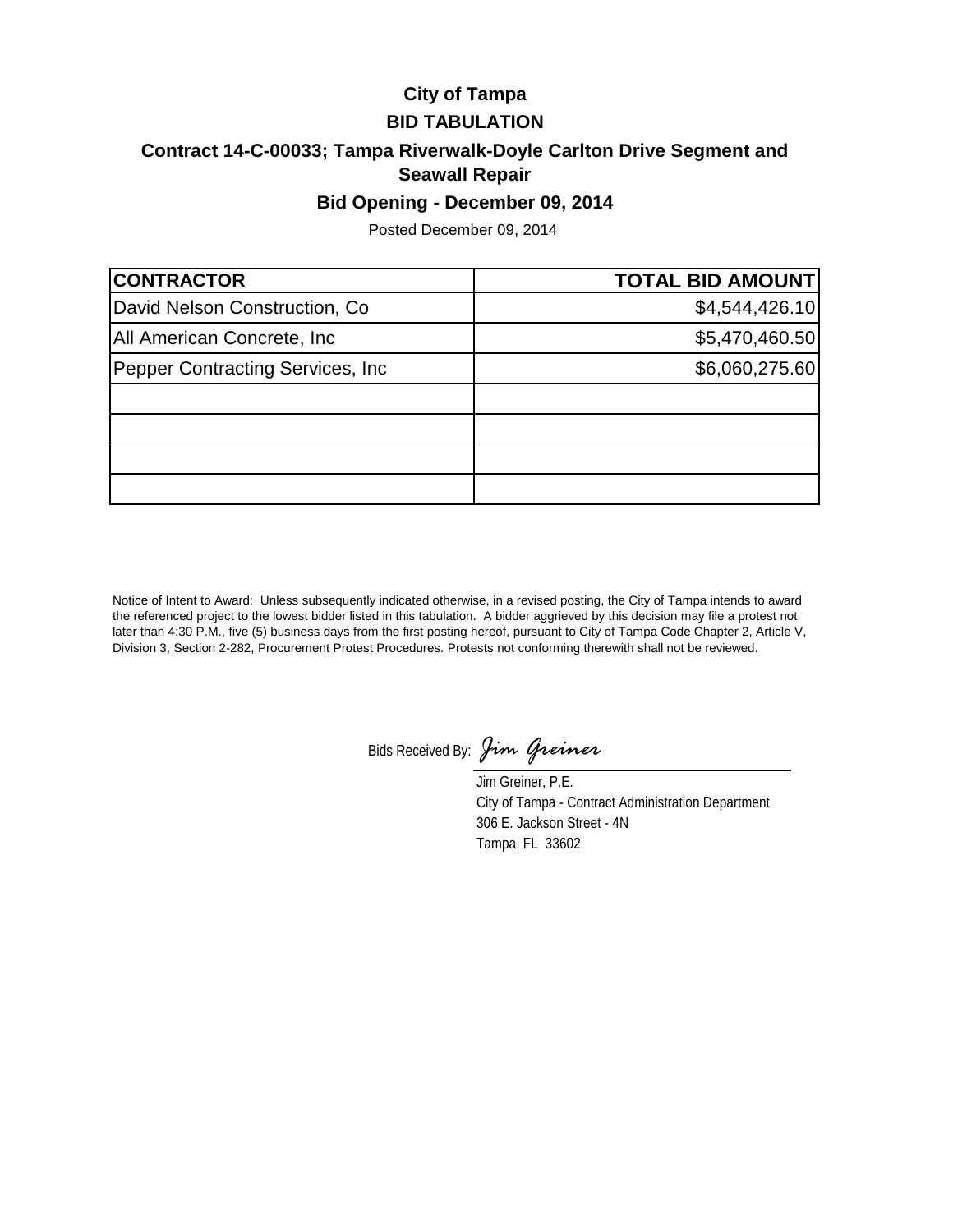# City of Tampa

## BID TABULATION

### Contract 14-C-00033; Tampa Riverwalk-Doyle Carlton Drive Segment and Seawall Repair

### Bid Opening - December 09, 2014

Posted December 09, 2014

| CONTRACTOR | TOTAL BID AMOUNT |
|---|---:|
| David Nelson Construction, Co | $4,544,426.10 |
| All American Concrete, Inc | $5,470,460.50 |
| Pepper Contracting Services, Inc | $6,060,275.60 |
| | |
| | |
| | |
| | |

Notice of Intent to Award: Unless subsequently indicated otherwise, in a revised posting, the City of Tampa intends to award the referenced project to the lowest bidder listed in this tabulation. A bidder aggrieved by this decision may file a protest not later than 4:30 P.M., five (5) business days from the first posting hereof, pursuant to City of Tampa Code Chapter 2, Article V, Division 3, Section 2-282, Procurement Protest Procedures. Protests not conforming therewith shall not be reviewed.

Bids Received By: *Jim Greiner*

Jim Greiner, P.E.
City of Tampa - Contract Administration Department
306 E. Jackson Street - 4N
Tampa, FL 33602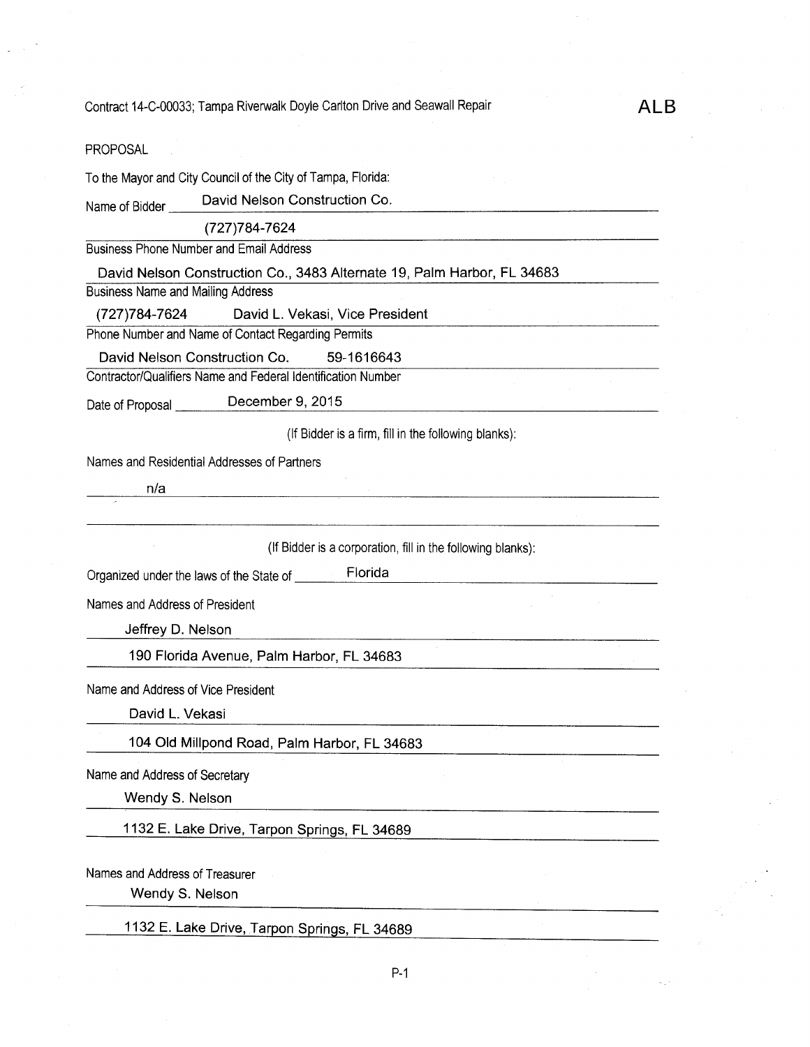Contract 14-C-00033; Tampa Riverwalk Doyle Carlton Drive and Seawall Repair **ALB**

PROPOSAL

To the Mayor and City Council of the City of Tampa, Florida:

Name of Bidder: David Nelson Construction Co.

(727)784-7624
Business Phone Number and Email Address

David Nelson Construction Co., 3483 Alternate 19, Palm Harbor, FL 34683
Business Name and Mailing Address

(727)784-7624 David L. Vekasi, Vice President
Phone Number and Name of Contact Regarding Permits

David Nelson Construction Co. 59-1616643
Contractor/Qualifiers Name and Federal Identification Number

Date of Proposal: December 9, 2015

(If Bidder is a firm, fill in the following blanks):

Names and Residential Addresses of Partners

n/a

(If Bidder is a corporation, fill in the following blanks):

Organized under the laws of the State of: Florida

Names and Address of President

Jeffrey D. Nelson
190 Florida Avenue, Palm Harbor, FL 34683

Name and Address of Vice President

David L. Vekasi
104 Old Millpond Road, Palm Harbor, FL 34683

Name and Address of Secretary

Wendy S. Nelson
1132 E. Lake Drive, Tarpon Springs, FL 34689

Names and Address of Treasurer

Wendy S. Nelson
1132 E. Lake Drive, Tarpon Springs, FL 34689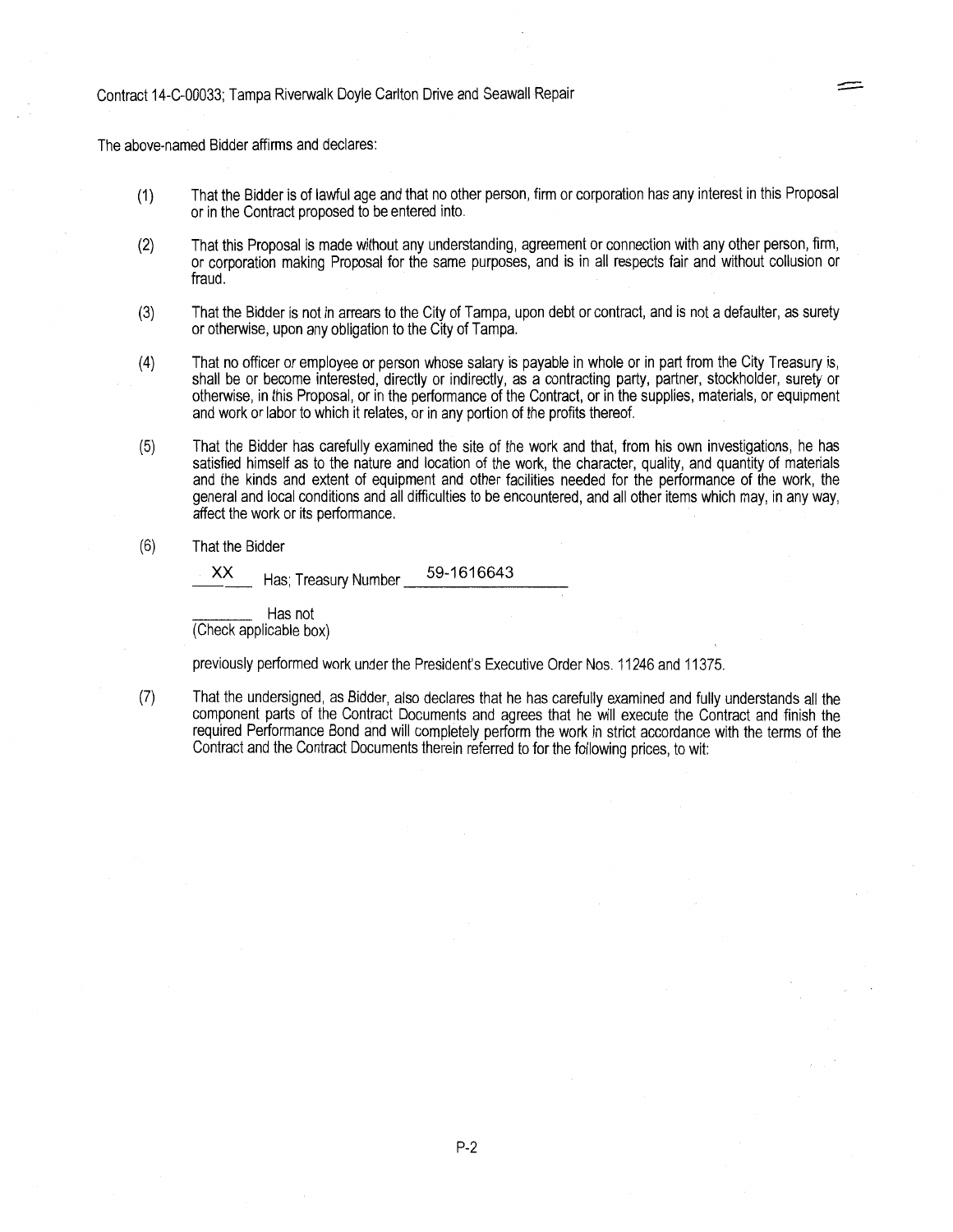Contract 14-C-00033; Tampa Riverwalk Doyle Carlton Drive and Seawall Repair

The above-named Bidder affirms and declares:

(1) That the Bidder is of lawful age and that no other person, firm or corporation has any interest in this Proposal or in the Contract proposed to be entered into.

(2) That this Proposal is made without any understanding, agreement or connection with any other person, firm, or corporation making Proposal for the same purposes, and is in all respects fair and without collusion or fraud.

(3) That the Bidder is not in arrears to the City of Tampa, upon debt or contract, and is not a defaulter, as surety or otherwise, upon any obligation to the City of Tampa.

(4) That no officer or employee or person whose salary is payable in whole or in part from the City Treasury is, shall be or become interested, directly or indirectly, as a contracting party, partner, stockholder, surety or otherwise, in this Proposal, or in the performance of the Contract, or in the supplies, materials, or equipment and work or labor to which it relates, or in any portion of the profits thereof.

(5) That the Bidder has carefully examined the site of the work and that, from his own investigations, he has satisfied himself as to the nature and location of the work, the character, quality, and quantity of materials and the kinds and extent of equipment and other facilities needed for the performance of the work, the general and local conditions and all difficulties to be encountered, and all other items which may, in any way, affect the work or its performance.

(6) That the Bidder

\_\_XX\_\_ Has; Treasury Number 59-1616643

\_\_\_\_\_\_ Has not
(Check applicable box)

previously performed work under the President's Executive Order Nos. 11246 and 11375.

(7) That the undersigned, as Bidder, also declares that he has carefully examined and fully understands all the component parts of the Contract Documents and agrees that he will execute the Contract and finish the required Performance Bond and will completely perform the work in strict accordance with the terms of the Contract and the Contract Documents therein referred to for the following prices, to wit: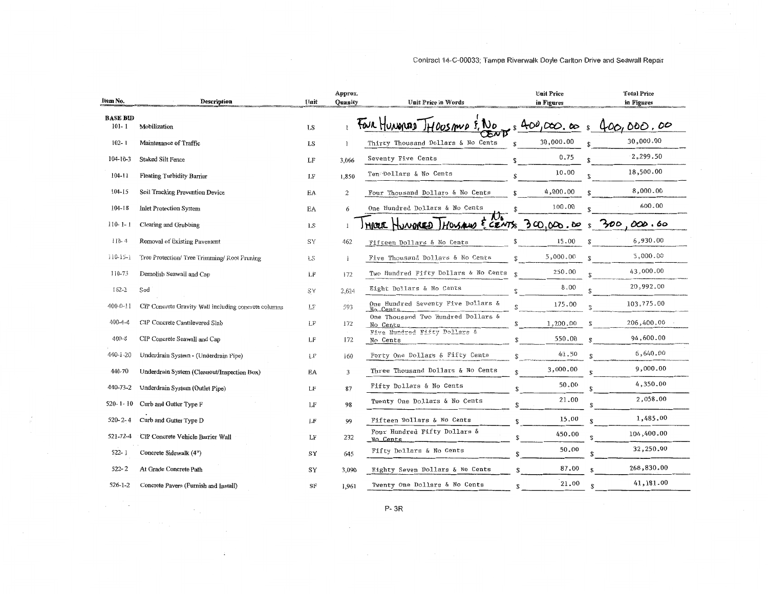| Item No. | Description | Unit | Approx. Quanity | Unit Price in Words | Unit Price in Figures | Total Price in Figures |
|---|---|---|---|---|---|---|
| **BASE BID** | | | | | | |
| 101- 1 | Mobilization | LS | 1 | Four Hundred Thousand & No Cents | $ 400,000.00 | $ 400,000.00 |
| 102- 1 | Maintenance of Traffic | LS | 1 | Thirty Thousand Dollars & No Cents | $ 30,000.00 | $ 30,000.00 |
| 104-10-3 | Staked Silt Fence | LF | 3,066 | Seventy Five Cents | $ 0.75 | $ 2,299.50 |
| 104-11 | Floating Turbidity Barrier | LF | 1,850 | Ten Dollars & No Cents | $ 10.00 | $ 18,500.00 |
| 104-15 | Soil Tracking Prevention Device | EA | 2 | Four Thousand Dollars & No Cents | $ 4,000.00 | $ 8,000.00 |
| 104-18 | Inlet Protection System | EA | 6 | One Hundred Dollars & No Cents | $ 100.00 | $ 600.00 |
| 110- 1- 1 | Clearing and Grubbing | LS | 1 | Three Hundred Thousand & No Cents | $ 300,000.00 | $ 300,000.00 |
| 110- 4 | Removal of Existing Pavement | SY | 462 | Fifteen Dollars & No Cents | $ 15.00 | $ 6,930.00 |
| 110-15-1 | Tree Protection/ Tree Trimming/ Root Pruning | LS | 1 | Five Thousand Dollars & No Cents | $ 5,000.00 | $ 5,000.00 |
| 110-73 | Demolish Seawall and Cap | LF | 172 | Two Hundred Fifty Dollars & No Cents | $ 250.00 | $ 43,000.00 |
| 162-2 | Sod | SY | 2,624 | Eight Dollars & No Cents | $ 8.00 | $ 20,992.00 |
| 400-0-11 | CIP Concrete Gravity Wall including concrete columns | LF | 593 | One Hundred Seventy Five Dollars & No Cents | $ 175.00 | $ 103,775.00 |
| 400-4-4 | CIP Concrete Cantilevered Slab | LF | 172 | One Thousand Two Hundred Dollars & No Cents | $ 1,200.00 | $ 206,400.00 |
| 400-8 | CIP Concrete Seawall and Cap | LF | 172 | Five Hundred Fifty Dollars & No Cents | $ 550.00 | $ 94,600.00 |
| 440-1-20 | Underdrain System - (Underdrain Pipe) | LF | 160 | Forty One Dollars & Fifty Cents | $ 41.50 | $ 6,640.00 |
| 440-70 | Underdrain System (Cleanout/Inspection Box) | EA | 3 | Three Thousand Dollars & No Cents | $ 3,000.00 | $ 9,000.00 |
| 440-73-2 | Underdrain System (Outlet Pipe) | LF | 87 | Fifty Dollars & No Cents | $ 50.00 | $ 4,350.00 |
| 520- 1- 10 | Curb and Gutter Type F | LF | 98 | Twenty One Dollars & No Cents | $ 21.00 | $ 2,058.00 |
| 520- 2- 4 | Curb and Gutter Type D | LF | 99 | Fifteen Dollars & No Cents | $ 15.00 | $ 1,485.00 |
| 521-72-4 | CIP Concrete Vehicle Barrier Wall | LF | 232 | Four Hundred Fifty Dollars & No Cents | $ 450.00 | $ 104,400.00 |
| 522- 1 | Concrete Sidewalk (4") | SY | 645 | Fifty Dollars & No Cents | $ 50.00 | $ 32,250.00 |
| 522- 2 | At Grade Concrete Path | SY | 3,090 | Eighty Seven Dollars & No Cents | $ 87.00 | $ 268,830.00 |
| 526-1-2 | Concrete Pavers (Furnish and Install) | SF | 1,961 | Twenty One Dollars & No Cents | $ 21.00 | $ 41,181.00 |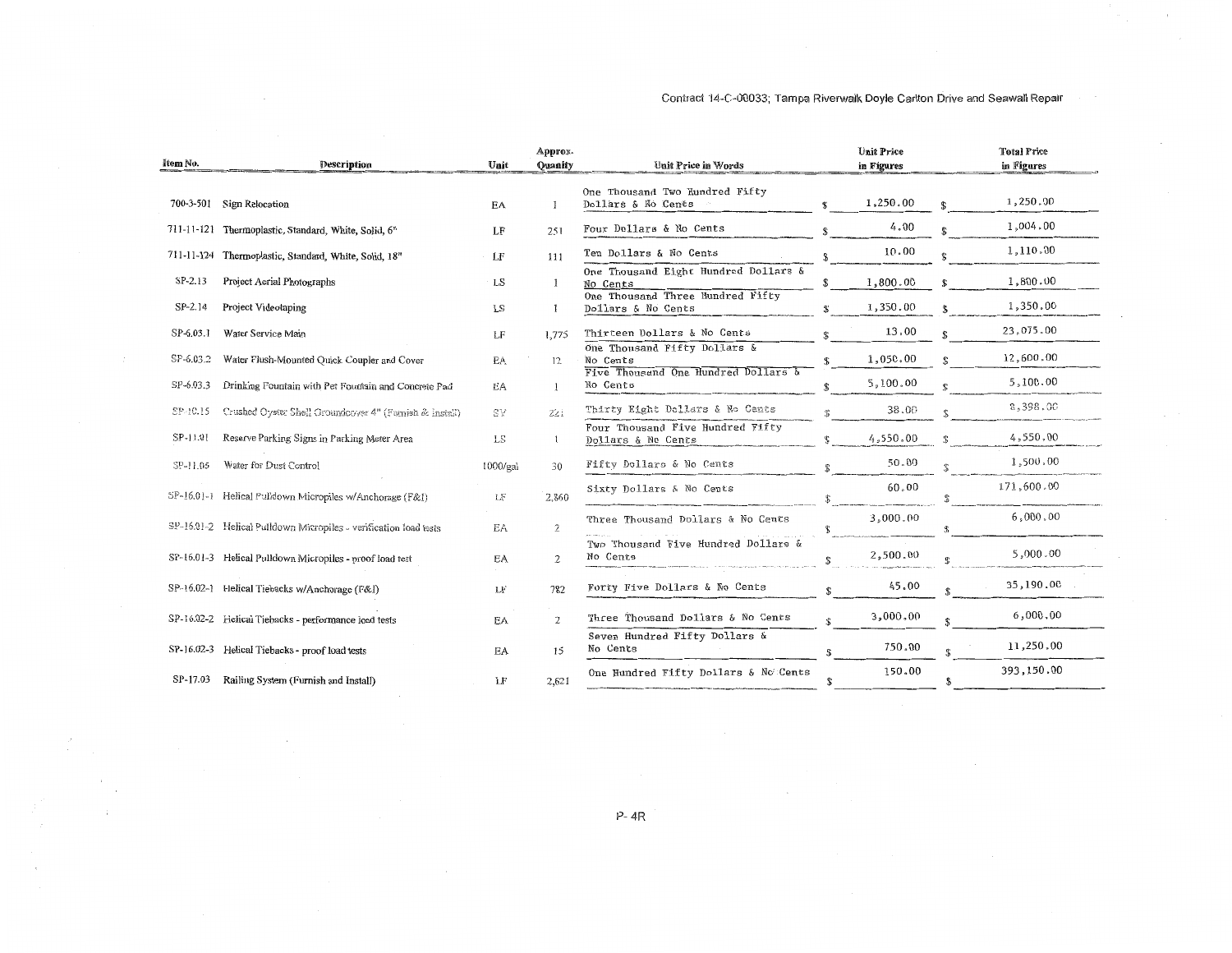| Item No. | Description | Unit | Approx. Quanity | Unit Price in Words | Unit Price in Figures | Total Price in Figures |
|---|---|---|---|---|---|---|
| 700-3-501 | Sign Relocation | EA | 1 | One Thousand Two Hundred Fifty Dollars & No Cents | $ 1,250.00 | $ 1,250.00 |
| 711-11-121 | Thermoplastic, Standard, White, Solid, 6" | LF | 251 | Four Dollars & No Cents | $ 4.00 | $ 1,004.00 |
| 711-11-124 | Thermoplastic, Standard, White, Solid, 18" | LF | 111 | Ten Dollars & No Cents | $ 10.00 | $ 1,110.00 |
| SP-2.13 | Project Aerial Photographs | LS | 1 | One Thousand Eight Hundred Dollars & No Cents | $ 1,800.00 | $ 1,800.00 |
| SP-2.14 | Project Videotaping | LS | 1 | One Thousand Three Hundred Fifty Dollars & No Cents | $ 1,350.00 | $ 1,350.00 |
| SP-6.03.1 | Water Service Main | LF | 1,775 | Thirteen Dollars & No Cents | $ 13.00 | $ 23,075.00 |
| SP-6.03.2 | Water Flush-Mounted Quick Coupler and Cover | EA | 12 | One Thousand Fifty Dollars & No Cents | $ 1,050.00 | $ 12,600.00 |
| SP-6.03.3 | Drinking Fountain with Pet Fountain and Concrete Pad | EA | 1 | Five Thousand One Hundred Dollars & No Cents | $ 5,100.00 | $ 5,100.00 |
| SP-10.15 | Crushed Oyster Shell Groundcover 4" (Furnish & Install) | SY | 221 | Thirty Eight Dollars & No Cents | $ 38.00 | $ 8,398.00 |
| SP-11.01 | Reserve Parking Signs in Parking Meter Area | LS | 1 | Four Thousand Five Hundred Fifty Dollars & No Cents | $ 4,550.00 | $ 4,550.00 |
| SP-11.05 | Water for Dust Control | 1000/gal | 30 | Fifty Dollars & No Cents | $ 50.00 | $ 1,500.00 |
| SP-16.01-1 | Helical Pulldown Micropiles w/Anchorage (F&I) | LF | 2,860 | Sixty Dollars & No Cents | $ 60.00 | $ 171,600.00 |
| SP-16.01-2 | Helical Pulldown Micropiles - verification load tests | EA | 2 | Three Thousand Dollars & No Cents | $ 3,000.00 | $ 6,000.00 |
| SP-16.01-3 | Helical Pulldown Micropiles - proof load test | EA | 2 | Two Thousand Five Hundred Dollars & No Cents | $ 2,500.00 | $ 5,000.00 |
| SP-16.02-1 | Helical Tiebacks w/Anchorage (F&I) | LF | 782 | Forty Five Dollars & No Cents | $ 45.00 | $ 35,190.00 |
| SP-16.02-2 | Helical Tiebacks - performance load tests | EA | 2 | Three Thousand Dollars & No Cents | $ 3,000.00 | $ 6,000.00 |
| SP-16.02-3 | Helical Tiebacks - proof load tests | EA | 15 | Seven Hundred Fifty Dollars & No Cents | $ 750.00 | $ 11,250.00 |
| SP-17.03 | Railing System (Furnish and Install) | LF | 2,621 | One Hundred Fifty Dollars & No Cents | $ 150.00 | $ 393,150.00 |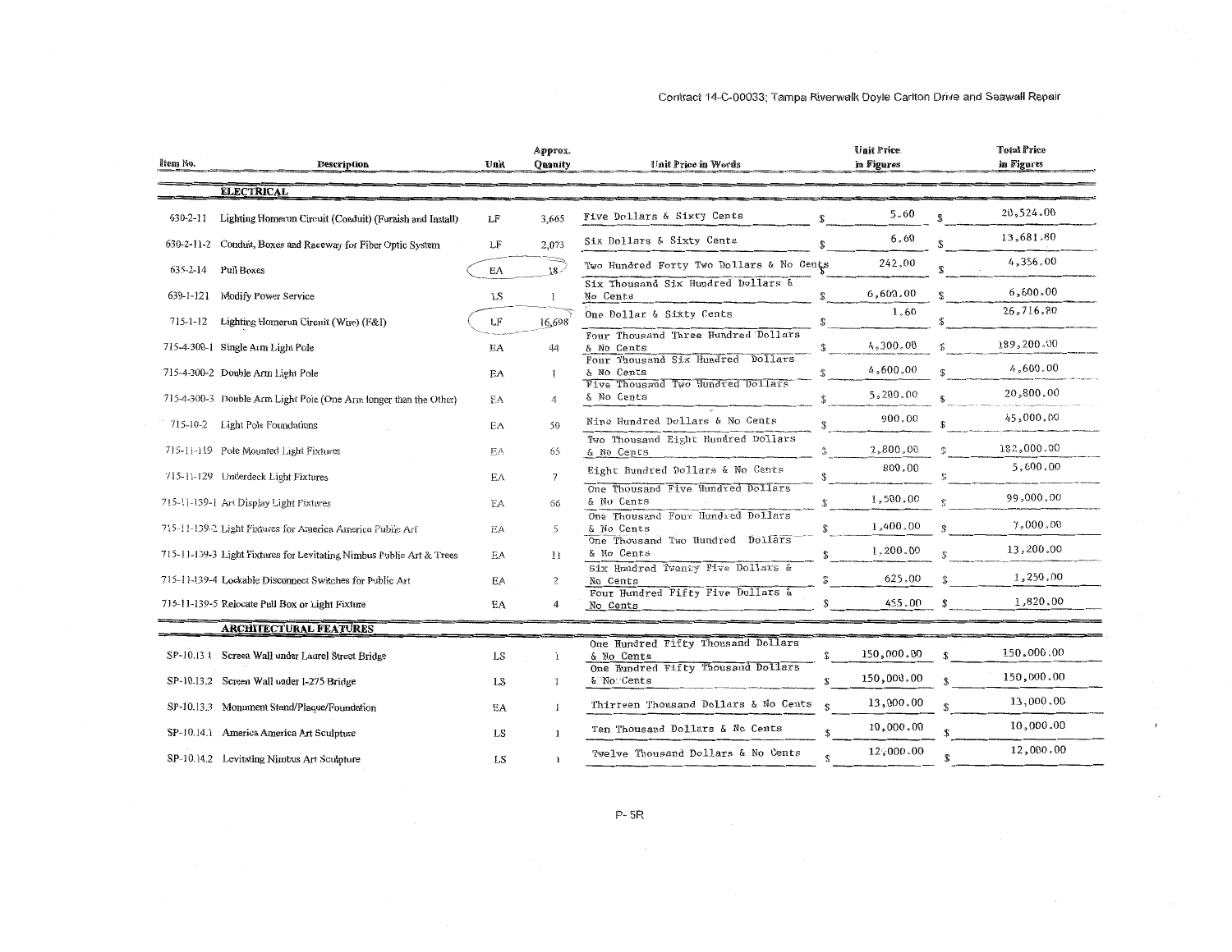Contract 14-C-00033; Tampa Riverwalk Doyle Carlton Drive and Seawall Repair

| Item No. | Description | Unit | Approx. Quanity | Unit Price in Words | Unit Price in Figures | Total Price in Figures |
|---|---|---|---|---|---|---|
| | **ELECTRICAL** | | | | | |
| 630-2-11 | Lighting Homerun Circuit (Conduit) (Furnish and Install) | LF | 3,665 | Five Dollars & Sixty Cents | $ 5.60 | $ 20,524.00 |
| 630-2-11-2 | Conduit, Boxes and Raceway for Fiber Optic System | LF | 2,073 | Six Dollars & Sixty Cents | $ 6.60 | $ 13,681.80 |
| 635-2-14 | Pull Boxes | EA | 18 | Two Hundred Forty Two Dollars & No Cents | $ 242.00 | $ 4,356.00 |
| 639-1-121 | Modify Power Service | LS | 1 | Six Thousand Six Hundred Dollars & No Cents | $ 6,600.00 | $ 6,600.00 |
| 715-1-12 | Lighting Homerun Circuit (Wire) (F&I) | LF | 16,698 | One Dollar & Sixty Cents | $ 1.60 | $ 26,716.80 |
| 715-4-300-1 | Single Arm Light Pole | EA | 44 | Four Thousand Three Hundred Dollars & No Cents | $ 4,300.00 | $ 189,200.00 |
| 715-4-300-2 | Double Arm Light Pole | EA | 1 | Four Thousand Six Hundred Dollars & No Cents | $ 4,600.00 | $ 4,600.00 |
| 715-4-300-3 | Double Arm Light Pole (One Arm longer than the Other) | EA | 4 | Five Thousand Two Hundred Dollars & No Cents | $ 5,200.00 | $ 20,800.00 |
| 715-10-2 | Light Pole Foundations | EA | 50 | Nine Hundred Dollars & No Cents | $ 900.00 | $ 45,000.00 |
| 715-11-119 | Pole Mounted Light Fixtures | EA | 65 | Two Thousand Eight Hundred Dollars & No Cents | $ 2,800.00 | $ 182,000.00 |
| 715-11-129 | Underdeck Light Fixtures | EA | 7 | Eight Hundred Dollars & No Cents | $ 800.00 | $ 5,600.00 |
| 715-11-139-1 | Art Display Light Fixtures | EA | 66 | One Thousand Five Hundred Dollars & No Cents | $ 1,500.00 | $ 99,000.00 |
| 715-11-139-2 | Light Fixtures for America America Public Art | EA | 5 | One Thousand Four Hundred Dollars & No Cents | $ 1,400.00 | $ 7,000.00 |
| 715-11-139-3 | Light Fixtures for Levitating Nimbus Public Art & Trees | EA | 11 | One Thousand Two Hundred Dollars & No Cents | $ 1,200.00 | $ 13,200.00 |
| 715-11-139-4 | Lockable Disconnect Switches for Public Art | EA | 2 | Six Hundred Twenty Five Dollars & No Cents | $ 625.00 | $ 1,250.00 |
| 715-11-139-5 | Relocate Pull Box or Light Fixture | EA | 4 | Four Hundred Fifty Five Dollars & No Cents | $ 455.00 | $ 1,820.00 |
| | **ARCHITECTURAL FEATURES** | | | | | |
| SP-10.13.1 | Screen Wall under Laurel Street Bridge | LS | 1 | One Hundred Fifty Thousand Dollars & No Cents | $ 150,000.00 | $ 150,000.00 |
| SP-10.13.2 | Screen Wall under I-275 Bridge | LS | 1 | One Hundred Fifty Thousand Dollars & No Cents | $ 150,000.00 | $ 150,000.00 |
| SP-10.13.3 | Monument Stand/Plaque/Foundation | EA | 1 | Thirteen Thousand Dollars & No Cents | $ 13,000.00 | $ 13,000.00 |
| SP-10.14.1 | America America Art Sculpture | LS | 1 | Ten Thousand Dollars & No Cents | $ 10,000.00 | $ 10,000.00 |
| SP-10.14.2 | Levitating Nimbus Art Sculpture | LS | 1 | Twelve Thousand Dollars & No Cents | $ 12,000.00 | $ 12,000.00 |

P- 5R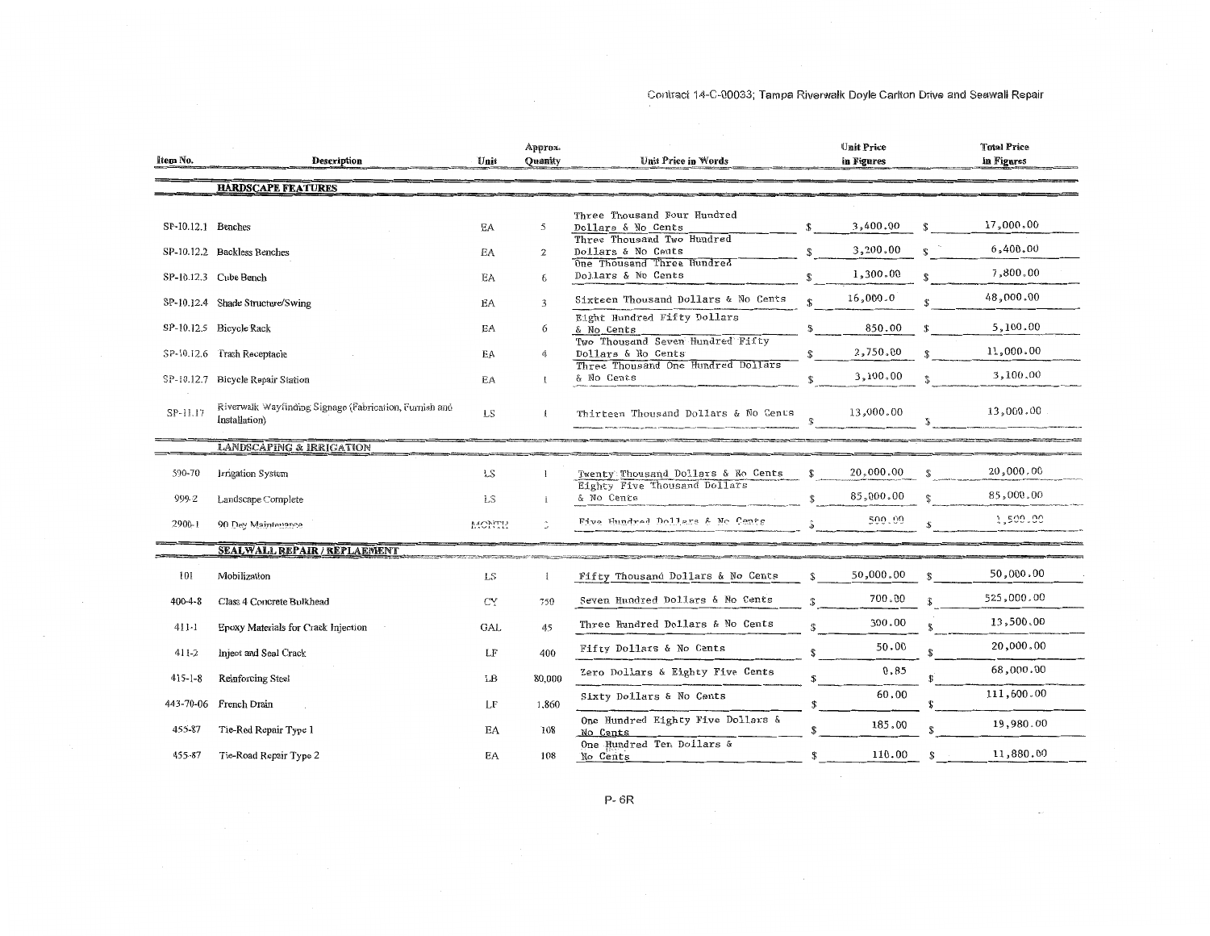Contract 14-C-00033; Tampa Riverwalk Doyle Carlton Drive and Seawall Repair

| Item No. | Description | Unit | Approx. Quanity | Unit Price in Words | Unit Price in Figures | Total Price in Figures |
|---|---|---|---|---|---|---|
| | **HARDSCAPE FEATURES** | | | | | |
| SP-10.12.1 | Benches | EA | 5 | Three Thousand Four Hundred Dollars & No Cents | $ 3,400.00 | $ 17,000.00 |
| SP-10.12.2 | Backless Benches | EA | 2 | Three Thousand Two Hundred Dollars & No Cents | $ 3,200.00 | $ 6,400.00 |
| SP-10.12.3 | Cube Bench | EA | 6 | One Thousand Three Hundred Dollars & No Cents | $ 1,300.00 | $ 7,800.00 |
| SP-10.12.4 | Shade Structure/Swing | EA | 3 | Sixteen Thousand Dollars & No Cents | $ 16,000.0 | $ 48,000.00 |
| SP-10.12.5 | Bicycle Rack | EA | 6 | Eight Hundred Fifty Dollars & No Cents | $ 850.00 | $ 5,100.00 |
| SP-10.12.6 | Trash Receptacle | EA | 4 | Two Thousand Seven Hundred Fifty Dollars & No Cents | $ 2,750.00 | $ 11,000.00 |
| SP-10.12.7 | Bicycle Repair Station | EA | 1 | Three Thousand One Hundred Dollars & No Cents | $ 3,100.00 | $ 3,100.00 |
| SP-11.17 | Riverwalk Wayfinding Signage (Fabrication, Furnish and Installation) | LS | 1 | Thirteen Thousand Dollars & No Cents | $ 13,000.00 | $ 13,000.00 |
| | **LANDSCAPING & IRRIGATION** | | | | | |
| 590-70 | Irrigation System | LS | 1 | Twenty Thousand Dollars & No Cents | $ 20,000.00 | $ 20,000.00 |
| 999-2 | Landscape Complete | LS | 1 | Eighty Five Thousand Dollars & No Cents | $ 85,000.00 | $ 85,000.00 |
| 2900-1 | 90 Day Maintenance | MONTH | 3 | Five Hundred Dollars & No Cents | $ 500.00 | $ 1,500.00 |
| | **SEALWALL REPAIR / REPLAEMENT** | | | | | |
| 101 | Mobilization | LS | 1 | Fifty Thousand Dollars & No Cents | $ 50,000.00 | $ 50,000.00 |
| 400-4-8 | Class 4 Concrete Bulkhead | CY | 750 | Seven Hundred Dollars & No Cents | $ 700.00 | $ 525,000.00 |
| 411-1 | Epoxy Materials for Crack Injection | GAL | 45 | Three Hundred Dollars & No Cents | $ 300.00 | $ 13,500.00 |
| 411-2 | Inject and Seal Crack | LF | 400 | Fifty Dollars & No Cents | $ 50.00 | $ 20,000.00 |
| 415-1-8 | Reinforcing Steel | LB | 80,000 | Zero Dollars & Eighty Five Cents | $ 0.85 | $ 68,000.00 |
| 443-70-06 | French Drain | LF | 1,860 | Sixty Dollars & No Cents | $ 60.00 | $ 111,600.00 |
| 455-87 | Tie-Rod Repair Type 1 | EA | 108 | One Hundred Eighty Five Dollars & No Cents | $ 185.00 | $ 19,980.00 |
| 455-87 | Tie-Road Repair Type 2 | EA | 108 | One Hundred Ten Dollars & No Cents | $ 110.00 | $ 11,880.00 |

P- 6R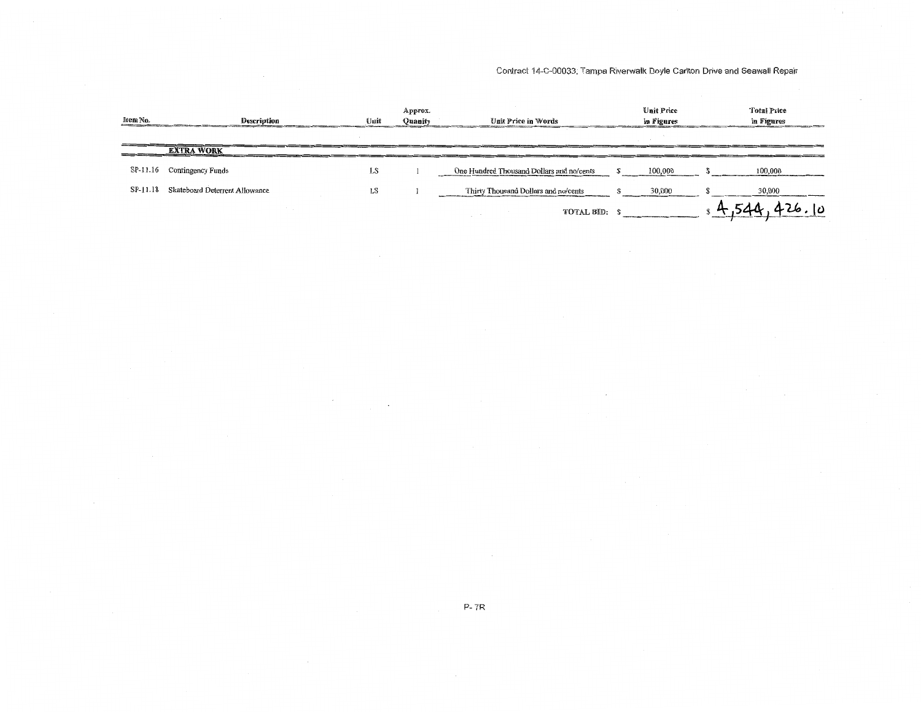Contract 14-C-00033, Tampa Riverwalk Doyle Carlton Drive and Seawall Repair

| Item No. | Description | Unit | Approx. Quanity | Unit Price in Words | Unit Price in Figures | Total Price in Figures |
|---|---|---|---|---|---|---|
| | **EXTRA WORK** | | | | | |
| SP-11.16 | Contingency Funds | LS | 1 | One Hundred Thousand Dollars and no/cents | $ 100,000 | $ 100,000 |
| SP-11.18 | Skateboard Deterrent Allowance | LS | 1 | Thirty Thousand Dollars and no/cents | $ 30,000 | $ 30,000 |
| | | | | TOTAL BID: | $ | $ 4,544,426.10 |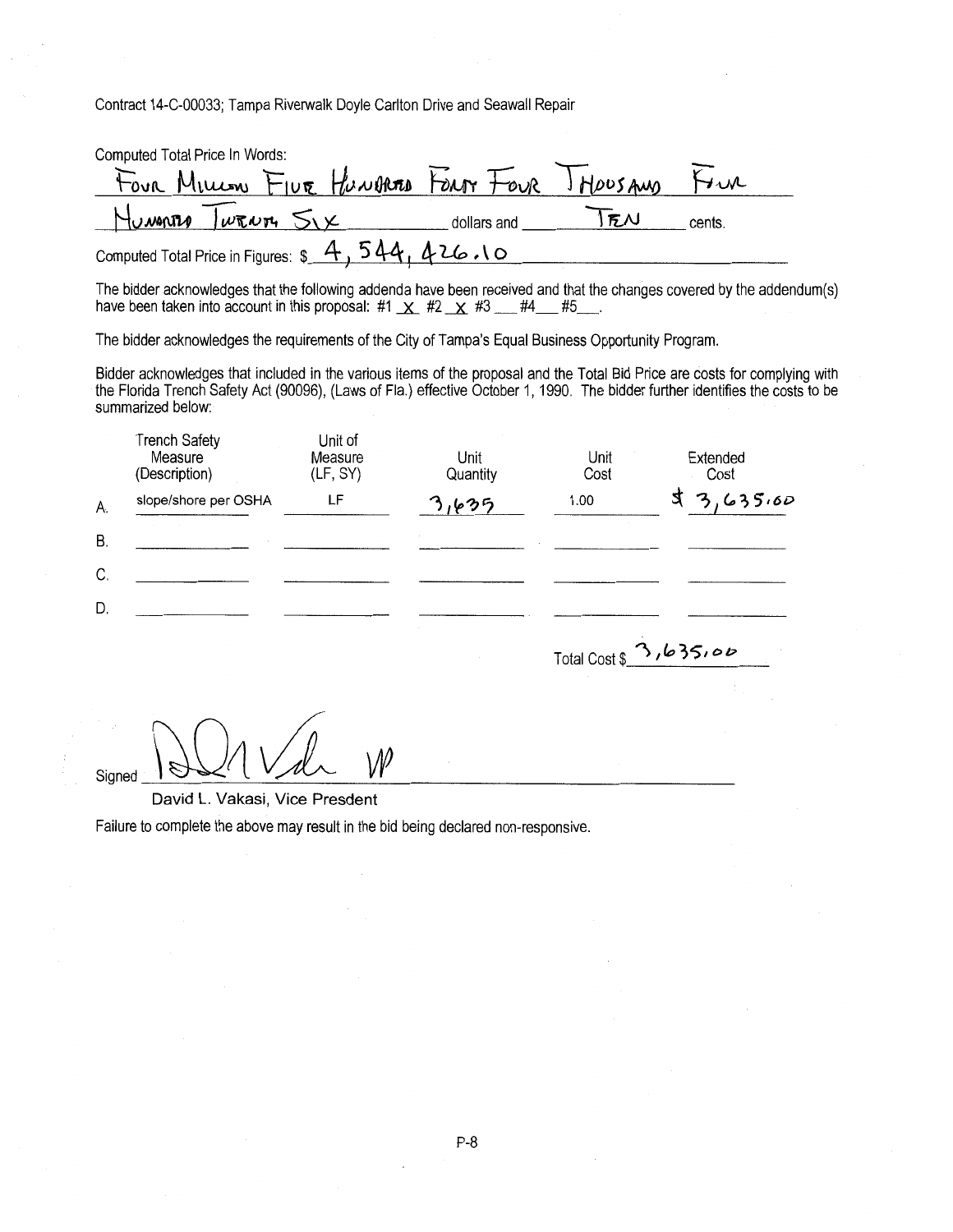Contract 14-C-00033; Tampa Riverwalk Doyle Carlton Drive and Seawall Repair

Computed Total Price In Words:
FOUR MILLION FIVE HUNDRED FORTY FOUR THOUSAND FOUR HUNDRED TWENTY SIX dollars and TEN cents.

Computed Total Price in Figures: $ 4,544,426.10

The bidder acknowledges that the following addenda have been received and that the changes covered by the addendum(s) have been taken into account in this proposal: #1 X #2 X #3 ___ #4 ___ #5 ___.

The bidder acknowledges the requirements of the City of Tampa's Equal Business Opportunity Program.

Bidder acknowledges that included in the various items of the proposal and the Total Bid Price are costs for complying with the Florida Trench Safety Act (90096), (Laws of Fla.) effective October 1, 1990. The bidder further identifies the costs to be summarized below:

| | Trench Safety Measure (Description) | Unit of Measure (LF, SY) | Unit Quantity | Unit Cost | Extended Cost |
|---|---|---|---|---|---|
| A. | slope/shore per OSHA | LF | 3,635 | 1.00 | $ 3,635.00 |
| B. | | | | | |
| C. | | | | | |
| D. | | | | | |

Total Cost $ 3,635.00

Signed [signature] VP

David L. Vakasi, Vice Presdent

Failure to complete the above may result in the bid being declared non-responsive.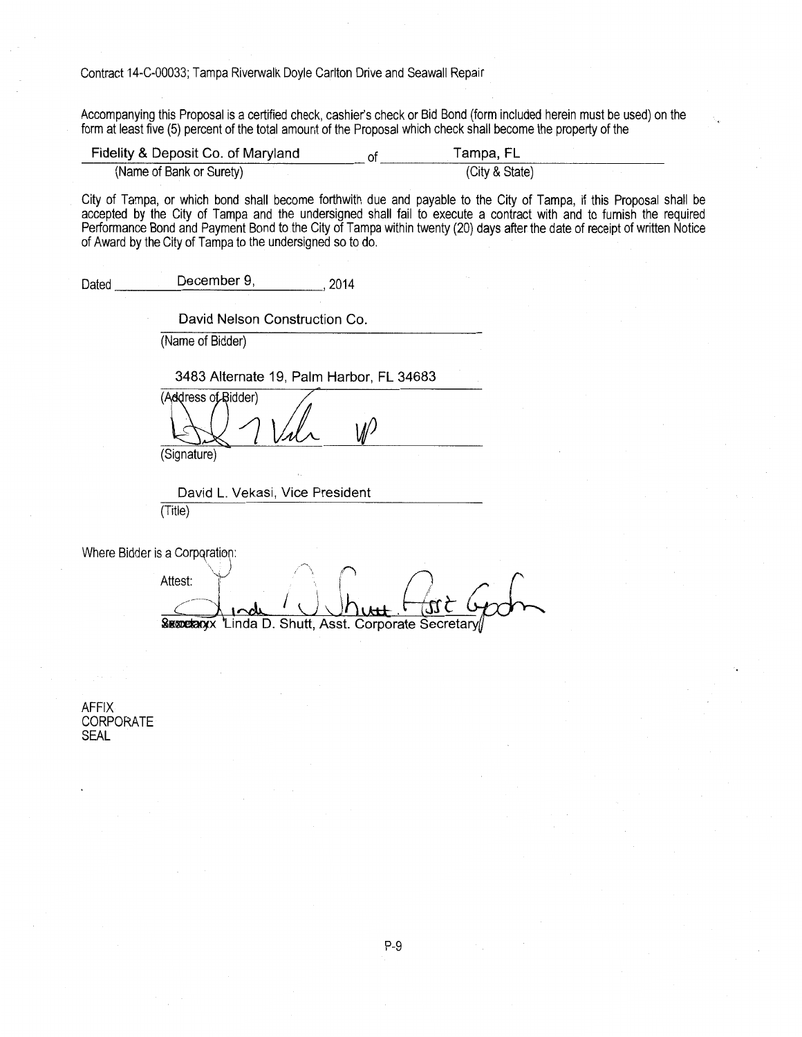Contract 14-C-00033; Tampa Riverwalk Doyle Carlton Drive and Seawall Repair

Accompanying this Proposal is a certified check, cashier's check or Bid Bond (form included herein must be used) on the form at least five (5) percent of the total amount of the Proposal which check shall become the property of the

Fidelity & Deposit Co. of Maryland of Tampa, FL
(Name of Bank or Surety) (City & State)

City of Tampa, or which bond shall become forthwith due and payable to the City of Tampa, if this Proposal shall be accepted by the City of Tampa and the undersigned shall fail to execute a contract with and to furnish the required Performance Bond and Payment Bond to the City of Tampa within twenty (20) days after the date of receipt of written Notice of Award by the City of Tampa to the undersigned so to do.

Dated December 9, 2014

David Nelson Construction Co.
(Name of Bidder)

3483 Alternate 19, Palm Harbor, FL 34683
(Address of Bidder)

[Signature]
(Signature)

David L. Vekasi, Vice President
(Title)

Where Bidder is a Corporation:

Attest: [Signature]
~~Secretary~~ Linda D. Shutt, Asst. Corporate Secretary

AFFIX
CORPORATE
SEAL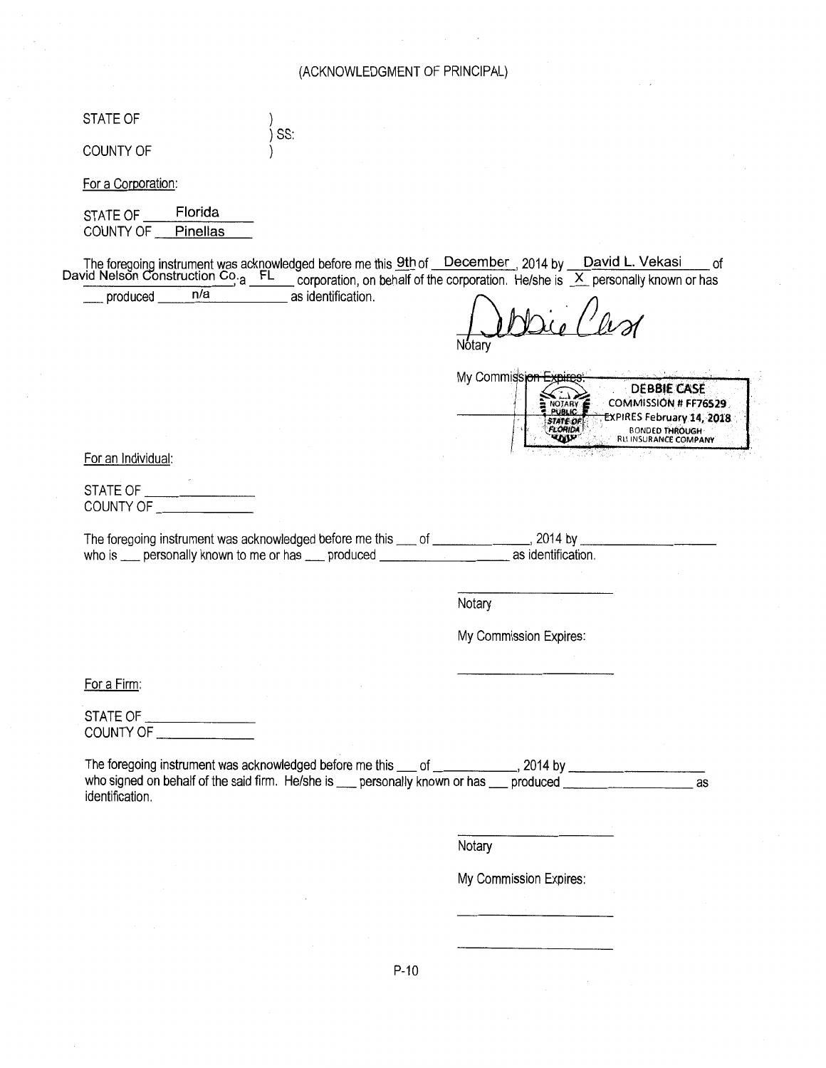(ACKNOWLEDGMENT OF PRINCIPAL)

STATE OF )
) SS:
COUNTY OF )

For a Corporation:

STATE OF Florida
COUNTY OF Pinellas

The foregoing instrument was acknowledged before me this 9th of December, 2014 by David L. Vekasi of David Nelson Construction Co., a FL corporation, on behalf of the corporation. He/she is X personally known or has ___ produced n/a as identification.

Debbie Case
Notary

My Commission Expires:

DEBBIE CASE
NOTARY PUBLIC STATE OF FLORIDA
COMMISSION # FF76529
EXPIRES February 14, 2018
BONDED THROUGH RLI INSURANCE COMPANY

For an Individual:

STATE OF ______________
COUNTY OF ______________

The foregoing instrument was acknowledged before me this ___ of ______________, 2014 by ______________ who is ___ personally known to me or has ___ produced ______________ as identification.

______________
Notary

My Commission Expires:

______________

For a Firm:

STATE OF ______________
COUNTY OF ______________

The foregoing instrument was acknowledged before me this ___ of ______________, 2014 by ______________ who signed on behalf of the said firm. He/she is ___ personally known or has ___ produced ______________ as identification.

______________
Notary

My Commission Expires:

______________

______________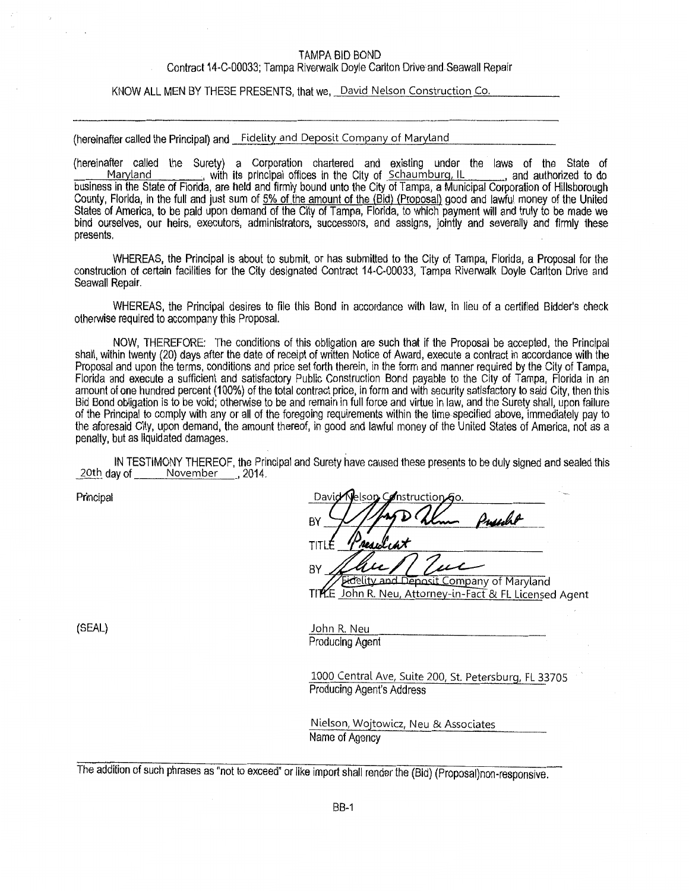TAMPA BID BOND
Contract 14-C-00033; Tampa Riverwalk Doyle Carlton Drive and Seawall Repair

KNOW ALL MEN BY THESE PRESENTS, that we, David Nelson Construction Co.

(hereinafter called the Principal) and Fidelity and Deposit Company of Maryland

(hereinafter called the Surety) a Corporation chartered and existing under the laws of the State of Maryland, with its principal offices in the City of Schaumburg, IL, and authorized to do business in the State of Florida, are held and firmly bound unto the City of Tampa, a Municipal Corporation of Hillsborough County, Florida, in the full and just sum of 5% of the amount of the (Bid) (Proposal) good and lawful money of the United States of America, to be paid upon demand of the City of Tampa, Florida, to which payment will and truly to be made we bind ourselves, our heirs, executors, administrators, successors, and assigns, jointly and severally and firmly these presents.

WHEREAS, the Principal is about to submit, or has submitted to the City of Tampa, Florida, a Proposal for the construction of certain facilities for the City designated Contract 14-C-00033, Tampa Riverwalk Doyle Carlton Drive and Seawall Repair.

WHEREAS, the Principal desires to file this Bond in accordance with law, in lieu of a certified Bidder's check otherwise required to accompany this Proposal.

NOW, THEREFORE: The conditions of this obligation are such that if the Proposal be accepted, the Principal shall, within twenty (20) days after the date of receipt of written Notice of Award, execute a contract in accordance with the Proposal and upon the terms, conditions and price set forth therein, in the form and manner required by the City of Tampa, Florida and execute a sufficient and satisfactory Public Construction Bond payable to the City of Tampa, Florida in an amount of one hundred percent (100%) of the total contract price, in form and with security satisfactory to said City, then this Bid Bond obligation is to be void; otherwise to be and remain in full force and virtue in law, and the Surety shall, upon failure of the Principal to comply with any or all of the foregoing requirements within the time specified above, immediately pay to the aforesaid City, upon demand, the amount thereof, in good and lawful money of the United States of America, not as a penalty, but as liquidated damages.

IN TESTIMONY THEREOF, the Principal and Surety have caused these presents to be duly signed and sealed this 20th day of November, 2014.

Principal

David Nelson Construction Co.

BY [signature] President

TITLE President

BY [signature]

Fidelity and Deposit Company of Maryland

TITLE John R. Neu, Attorney-in-Fact & FL Licensed Agent

(SEAL)

John R. Neu
Producing Agent

1000 Central Ave, Suite 200, St. Petersburg, FL 33705
Producing Agent's Address

Nielson, Wojtowicz, Neu & Associates
Name of Agency

The addition of such phrases as "not to exceed" or like import shall render the (Bid) (Proposal)non-responsive.

BB-1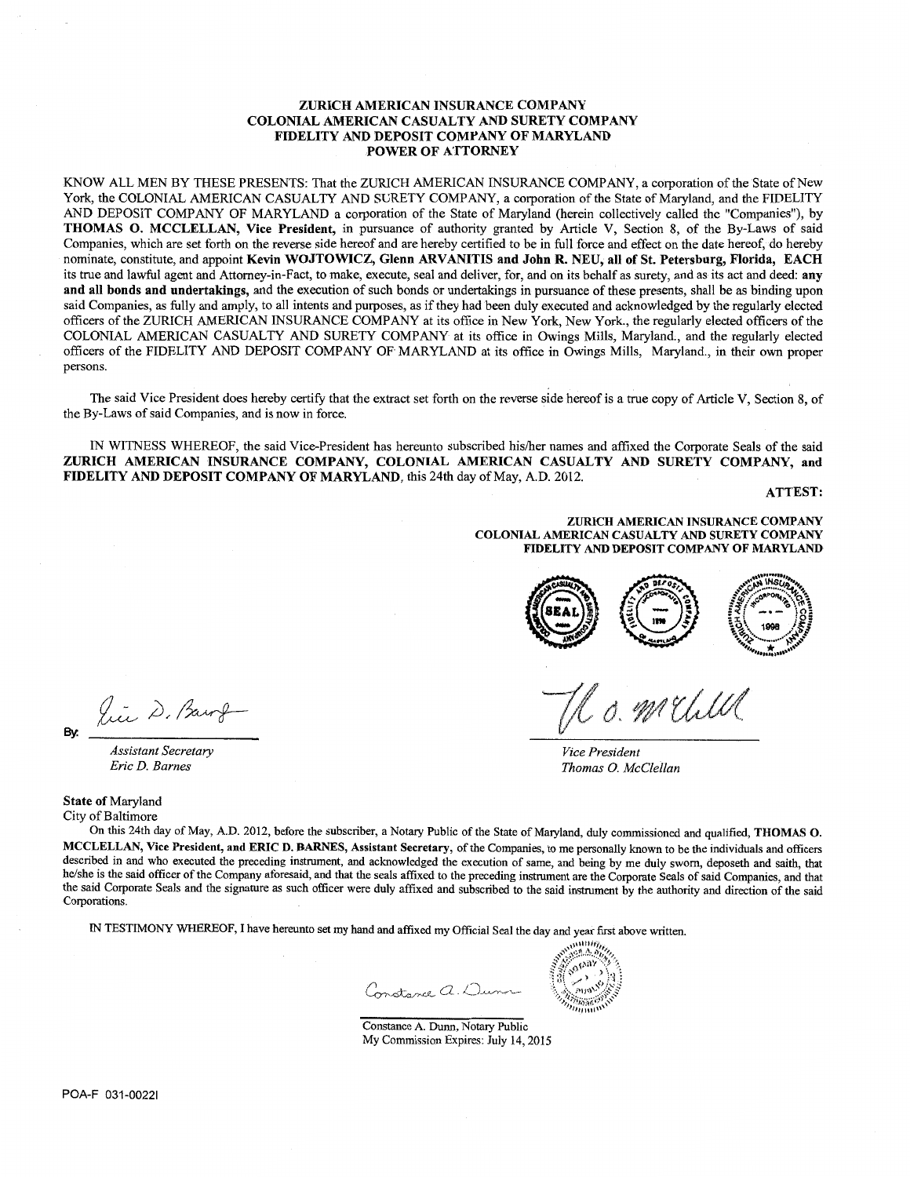**ZURICH AMERICAN INSURANCE COMPANY**
**COLONIAL AMERICAN CASUALTY AND SURETY COMPANY**
**FIDELITY AND DEPOSIT COMPANY OF MARYLAND**
**POWER OF ATTORNEY**

KNOW ALL MEN BY THESE PRESENTS: That the ZURICH AMERICAN INSURANCE COMPANY, a corporation of the State of New York, the COLONIAL AMERICAN CASUALTY AND SURETY COMPANY, a corporation of the State of Maryland, and the FIDELITY AND DEPOSIT COMPANY OF MARYLAND a corporation of the State of Maryland (herein collectively called the "Companies"), by **THOMAS O. MCCLELLAN, Vice President,** in pursuance of authority granted by Article V, Section 8, of the By-Laws of said Companies, which are set forth on the reverse side hereof and are hereby certified to be in full force and effect on the date hereof, do hereby nominate, constitute, and appoint **Kevin WOJTOWICZ, Glenn ARVANITIS and John R. NEU, all of St. Petersburg, Florida, EACH** its true and lawful agent and Attorney-in-Fact, to make, execute, seal and deliver, for, and on its behalf as surety, and as its act and deed: **any and all bonds and undertakings,** and the execution of such bonds or undertakings in pursuance of these presents, shall be as binding upon said Companies, as fully and amply, to all intents and purposes, as if they had been duly executed and acknowledged by the regularly elected officers of the ZURICH AMERICAN INSURANCE COMPANY at its office in New York, New York., the regularly elected officers of the COLONIAL AMERICAN CASUALTY AND SURETY COMPANY at its office in Owings Mills, Maryland., and the regularly elected officers of the FIDELITY AND DEPOSIT COMPANY OF MARYLAND at its office in Owings Mills, Maryland., in their own proper persons.

The said Vice President does hereby certify that the extract set forth on the reverse side hereof is a true copy of Article V, Section 8, of the By-Laws of said Companies, and is now in force.

IN WITNESS WHEREOF, the said Vice-President has hereunto subscribed his/her names and affixed the Corporate Seals of the said **ZURICH AMERICAN INSURANCE COMPANY, COLONIAL AMERICAN CASUALTY AND SURETY COMPANY, and FIDELITY AND DEPOSIT COMPANY OF MARYLAND**, this 24th day of May, A.D. 2012.

**ATTEST:**

**ZURICH AMERICAN INSURANCE COMPANY**
**COLONIAL AMERICAN CASUALTY AND SURETY COMPANY**
**FIDELITY AND DEPOSIT COMPANY OF MARYLAND**

By: ______________________
*Assistant Secretary*
*Eric D. Barnes*

______________________
*Vice President*
*Thomas O. McClellan*

**State of** Maryland
City of Baltimore

On this 24th day of May, A.D. 2012, before the subscriber, a Notary Public of the State of Maryland, duly commissioned and qualified, **THOMAS O. MCCLELLAN, Vice President, and ERIC D. BARNES, Assistant Secretary,** of the Companies, to me personally known to be the individuals and officers described in and who executed the preceding instrument, and acknowledged the execution of same, and being by me duly sworn, deposeth and saith, that he/she is the said officer of the Company aforesaid, and that the seals affixed to the preceding instrument are the Corporate Seals of said Companies, and that the said Corporate Seals and the signature as such officer were duly affixed and subscribed to the said instrument by the authority and direction of the said Corporations.

IN TESTIMONY WHEREOF, I have hereunto set my hand and affixed my Official Seal the day and year first above written.

Constance A. Dunn, Notary Public
My Commission Expires: July 14, 2015

POA-F 031-0022I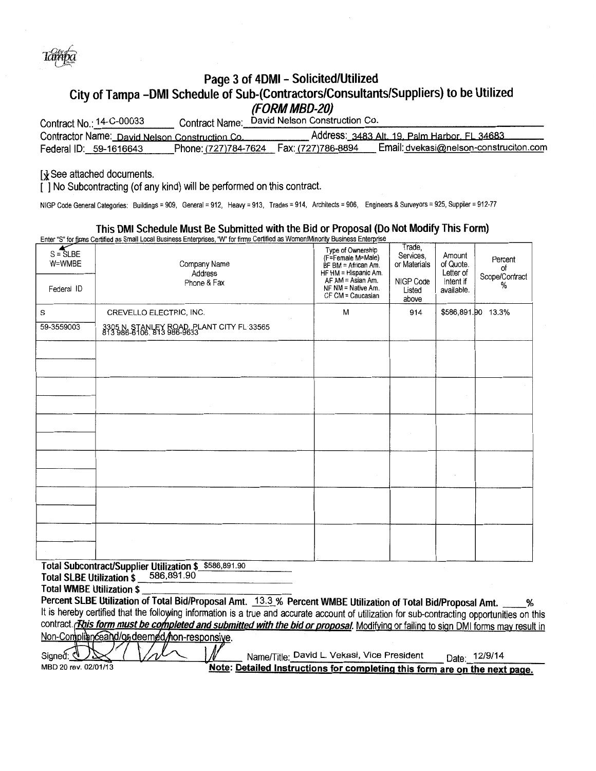## Page 3 of 4DMI – Solicited/Utilized

## City of Tampa –DMI Schedule of Sub-(Contractors/Consultants/Suppliers) to be Utilized

### *(FORM MBD-20)*

Contract No.: 14-C-00033 Contract Name: David Nelson Construction Co.

Contractor Name: David Nelson Construction Co. Address: 3483 Alt. 19, Palm Harbor, FL 34683

Federal ID: 59-1616643 Phone: (727)784-7624 Fax: (727)786-8894 Email: dvekasi@nelson-construciton.com

[x] See attached documents.

[ ] No Subcontracting (of any kind) will be performed on this contract.

NIGP Code General Categories: Buildings = 909, General = 912, Heavy = 913, Trades = 914, Architects = 906, Engineers & Surveyors = 925, Supplier = 912-77

**This DMI Schedule Must Be Submitted with the Bid or Proposal (Do Not Modify This Form)**

Enter "S" for firms Certified as Small Local Business Enterprises, "W" for firms Certified as Women/Minority Business Enterprise

| S = SLBE W=WMBE / Federal ID | Company Name Address Phone & Fax | Type of Ownership (F=Female M=Male) BF BM = African Am. HF HM = Hispanic Am. AF AM = Asian Am. NF NM = Native Am. CF CM = Caucasian | Trade, Services, or Materials / NIGP Code Listed above | Amount of Quote. Letter of Intent if available. | Percent of Scope/Contract % |
|---|---|---|---|---|---|
| S | CREVELLO ELECTRIC, INC. | M | 914 | $586,891.90 | 13.3% |
| 59-3559003 | 3305 N. STANLEY ROAD, PLANT CITY FL 33565 813 986-6106. 813 986-9633 | | | | |
| | | | | | |
| | | | | | |
| | | | | | |
| | | | | | |
| | | | | | |
| | | | | | |
| | | | | | |
| | | | | | |
| | | | | | |
| | | | | | |
| | | | | | |
| | | | | | |

**Total Subcontract/Supplier Utilization $** $586,891.90

**Total SLBE Utilization $** 586,891.90

**Total WMBE Utilization $** \_\_\_\_\_\_\_\_

**Percent SLBE Utilization of Total Bid/Proposal Amt.** 13.3 **% Percent WMBE Utilization of Total Bid/Proposal Amt.** \_\_\_\_ **%**

It is hereby certified that the following information is a true and accurate account of utilization for sub-contracting opportunities on this contract. ***This form must be completed and submitted with the bid or proposal***. Modifying or failing to sign DMI forms may result in Non-Compliance and/or deemed non-responsive.

Signed: [signature] Name/Title: David L. Vekasi, Vice President Date: 12/9/14

MBD 20 rev. 02/01/13 **Note: Detailed Instructions for completing this form are on the next page.**